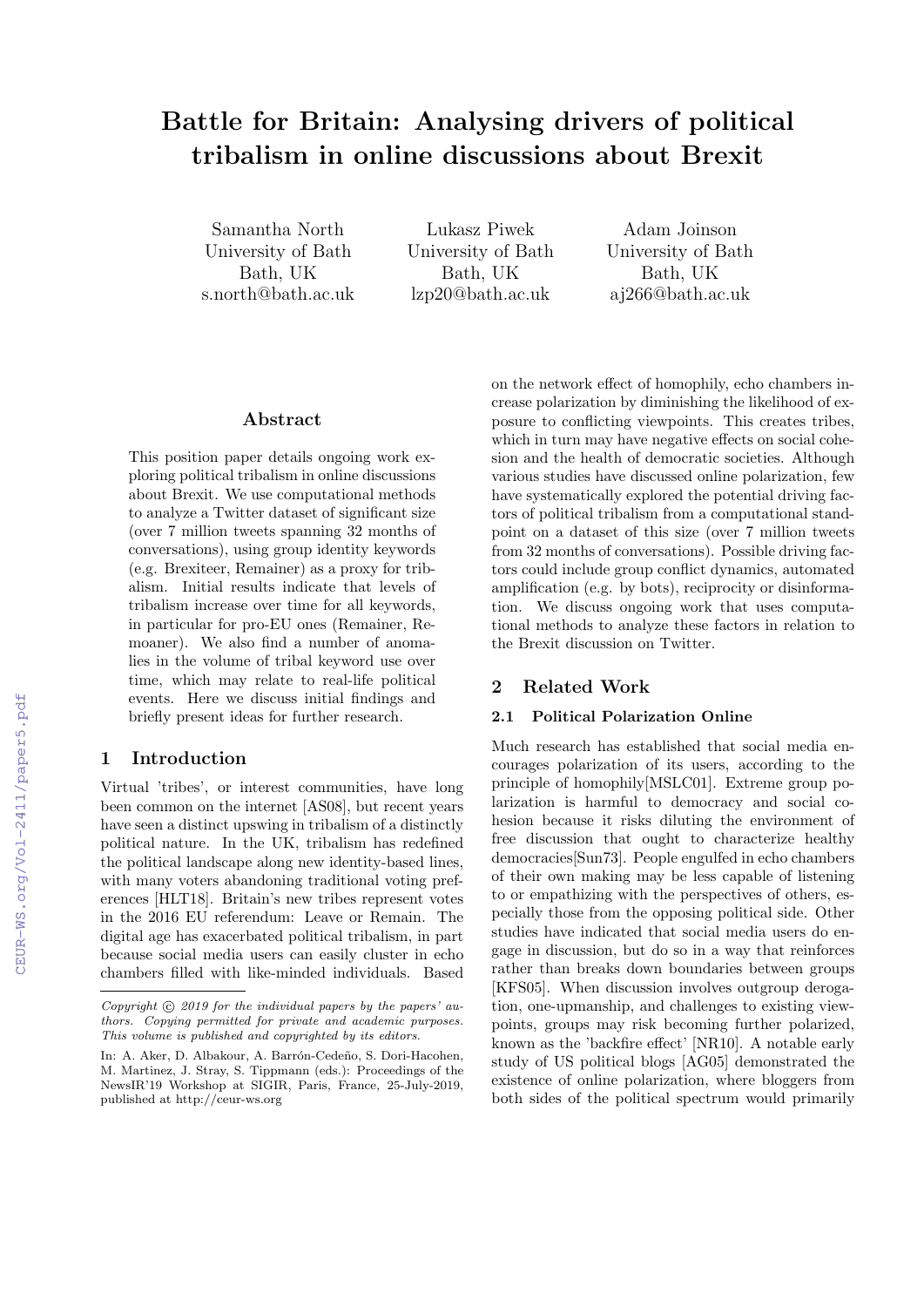# Battle for Britain: Analysing drivers of political tribalism in online discussions about Brexit

Samantha North
University of Bath
Bath, UK
s.north@bath.ac.uk

Lukasz Piwek
University of Bath
Bath, UK
lzp20@bath.ac.uk

Adam Joinson
University of Bath
Bath, UK
aj266@bath.ac.uk

## Abstract

This position paper details ongoing work exploring political tribalism in online discussions about Brexit. We use computational methods to analyze a Twitter dataset of significant size (over 7 million tweets spanning 32 months of conversations), using group identity keywords (e.g. Brexiteer, Remainer) as a proxy for tribalism. Initial results indicate that levels of tribalism increase over time for all keywords, in particular for pro-EU ones (Remainer, Remoaner). We also find a number of anomalies in the volume of tribal keyword use over time, which may relate to real-life political events. Here we discuss initial findings and briefly present ideas for further research.

## 1 Introduction

Virtual 'tribes', or interest communities, have long been common on the internet [AS08], but recent years have seen a distinct upswing in tribalism of a distinctly political nature. In the UK, tribalism has redefined the political landscape along new identity-based lines, with many voters abandoning traditional voting preferences [HLT18]. Britain's new tribes represent votes in the 2016 EU referendum: Leave or Remain. The digital age has exacerbated political tribalism, in part because social media users can easily cluster in echo chambers filled with like-minded individuals. Based on the network effect of homophily, echo chambers increase polarization by diminishing the likelihood of exposure to conflicting viewpoints. This creates tribes, which in turn may have negative effects on social cohesion and the health of democratic societies. Although various studies have discussed online polarization, few have systematically explored the potential driving factors of political tribalism from a computational standpoint on a dataset of this size (over 7 million tweets from 32 months of conversations). Possible driving factors could include group conflict dynamics, automated amplification (e.g. by bots), reciprocity or disinformation. We discuss ongoing work that uses computational methods to analyze these factors in relation to the Brexit discussion on Twitter.

*Copyright © 2019 for the individual papers by the papers' authors. Copying permitted for private and academic purposes. This volume is published and copyrighted by its editors.*

In: A. Aker, D. Albakour, A. Barrón-Cedeño, S. Dori-Hacohen, M. Martinez, J. Stray, S. Tippmann (eds.): Proceedings of the NewsIR'19 Workshop at SIGIR, Paris, France, 25-July-2019, published at http://ceur-ws.org

## 2 Related Work

### 2.1 Political Polarization Online

Much research has established that social media encourages polarization of its users, according to the principle of homophily[MSLC01]. Extreme group polarization is harmful to democracy and social cohesion because it risks diluting the environment of free discussion that ought to characterize healthy democracies[Sun73]. People engulfed in echo chambers of their own making may be less capable of listening to or empathizing with the perspectives of others, especially those from the opposing political side. Other studies have indicated that social media users do engage in discussion, but do so in a way that reinforces rather than breaks down boundaries between groups [KFS05]. When discussion involves outgroup derogation, one-upmanship, and challenges to existing viewpoints, groups may risk becoming further polarized, known as the 'backfire effect' [NR10]. A notable early study of US political blogs [AG05] demonstrated the existence of online polarization, where bloggers from both sides of the political spectrum would primarily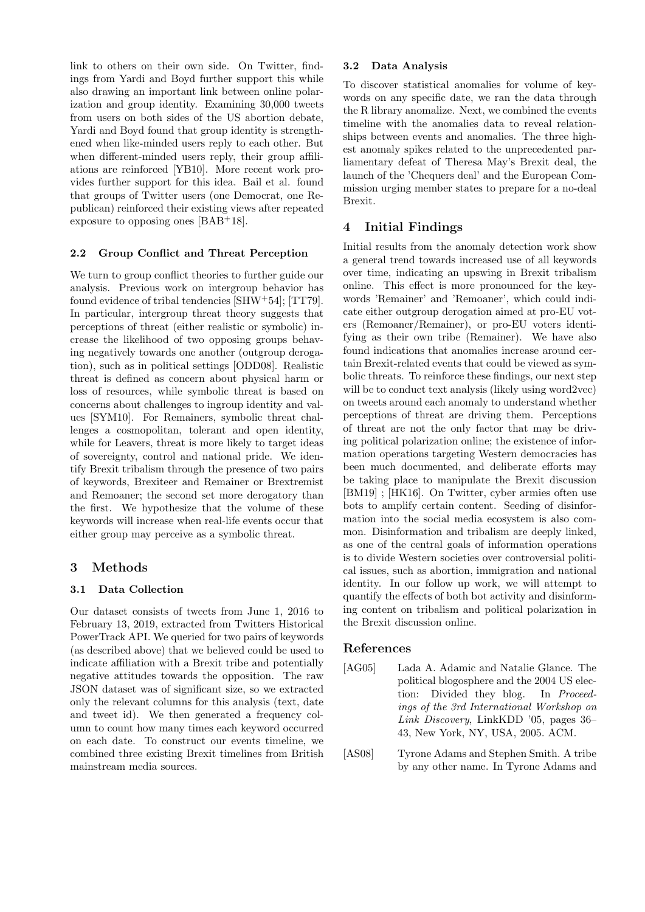link to others on their own side. On Twitter, findings from Yardi and Boyd further support this while also drawing an important link between online polarization and group identity. Examining 30,000 tweets from users on both sides of the US abortion debate, Yardi and Boyd found that group identity is strengthened when like-minded users reply to each other. But when different-minded users reply, their group affiliations are reinforced [YB10]. More recent work provides further support for this idea. Bail et al. found that groups of Twitter users (one Democrat, one Republican) reinforced their existing views after repeated exposure to opposing ones [BAB+18].

### 2.2 Group Conflict and Threat Perception

We turn to group conflict theories to further guide our analysis. Previous work on intergroup behavior has found evidence of tribal tendencies [SHW+54]; [TT79]. In particular, intergroup threat theory suggests that perceptions of threat (either realistic or symbolic) increase the likelihood of two opposing groups behaving negatively towards one another (outgroup derogation), such as in political settings [ODD08]. Realistic threat is defined as concern about physical harm or loss of resources, while symbolic threat is based on concerns about challenges to ingroup identity and values [SYM10]. For Remainers, symbolic threat challenges a cosmopolitan, tolerant and open identity, while for Leavers, threat is more likely to target ideas of sovereignty, control and national pride. We identify Brexit tribalism through the presence of two pairs of keywords, Brexiteer and Remainer or Brextremist and Remoaner; the second set more derogatory than the first. We hypothesize that the volume of these keywords will increase when real-life events occur that either group may perceive as a symbolic threat.

## 3 Methods

### 3.1 Data Collection

Our dataset consists of tweets from June 1, 2016 to February 13, 2019, extracted from Twitters Historical PowerTrack API. We queried for two pairs of keywords (as described above) that we believed could be used to indicate affiliation with a Brexit tribe and potentially negative attitudes towards the opposition. The raw JSON dataset was of significant size, so we extracted only the relevant columns for this analysis (text, date and tweet id). We then generated a frequency column to count how many times each keyword occurred on each date. To construct our events timeline, we combined three existing Brexit timelines from British mainstream media sources.

### 3.2 Data Analysis

To discover statistical anomalies for volume of keywords on any specific date, we ran the data through the R library anomalize. Next, we combined the events timeline with the anomalies data to reveal relationships between events and anomalies. The three highest anomaly spikes related to the unprecedented parliamentary defeat of Theresa May's Brexit deal, the launch of the 'Chequers deal' and the European Commission urging member states to prepare for a no-deal Brexit.

## 4 Initial Findings

Initial results from the anomaly detection work show a general trend towards increased use of all keywords over time, indicating an upswing in Brexit tribalism online. This effect is more pronounced for the keywords 'Remainer' and 'Remoaner', which could indicate either outgroup derogation aimed at pro-EU voters (Remoaner/Remainer), or pro-EU voters identifying as their own tribe (Remainer). We have also found indications that anomalies increase around certain Brexit-related events that could be viewed as symbolic threats. To reinforce these findings, our next step will be to conduct text analysis (likely using word2vec) on tweets around each anomaly to understand whether perceptions of threat are driving them. Perceptions of threat are not the only factor that may be driving political polarization online; the existence of information operations targeting Western democracies has been much documented, and deliberate efforts may be taking place to manipulate the Brexit discussion [BM19] ; [HK16]. On Twitter, cyber armies often use bots to amplify certain content. Seeding of disinformation into the social media ecosystem is also common. Disinformation and tribalism are deeply linked, as one of the central goals of information operations is to divide Western societies over controversial political issues, such as abortion, immigration and national identity. In our follow up work, we will attempt to quantify the effects of both bot activity and disinforming content on tribalism and political polarization in the Brexit discussion online.

## References

[AG05] Lada A. Adamic and Natalie Glance. The political blogosphere and the 2004 US election: Divided they blog. In *Proceedings of the 3rd International Workshop on Link Discovery*, LinkKDD '05, pages 36–43, New York, NY, USA, 2005. ACM.

[AS08] Tyrone Adams and Stephen Smith. A tribe by any other name. In Tyrone Adams and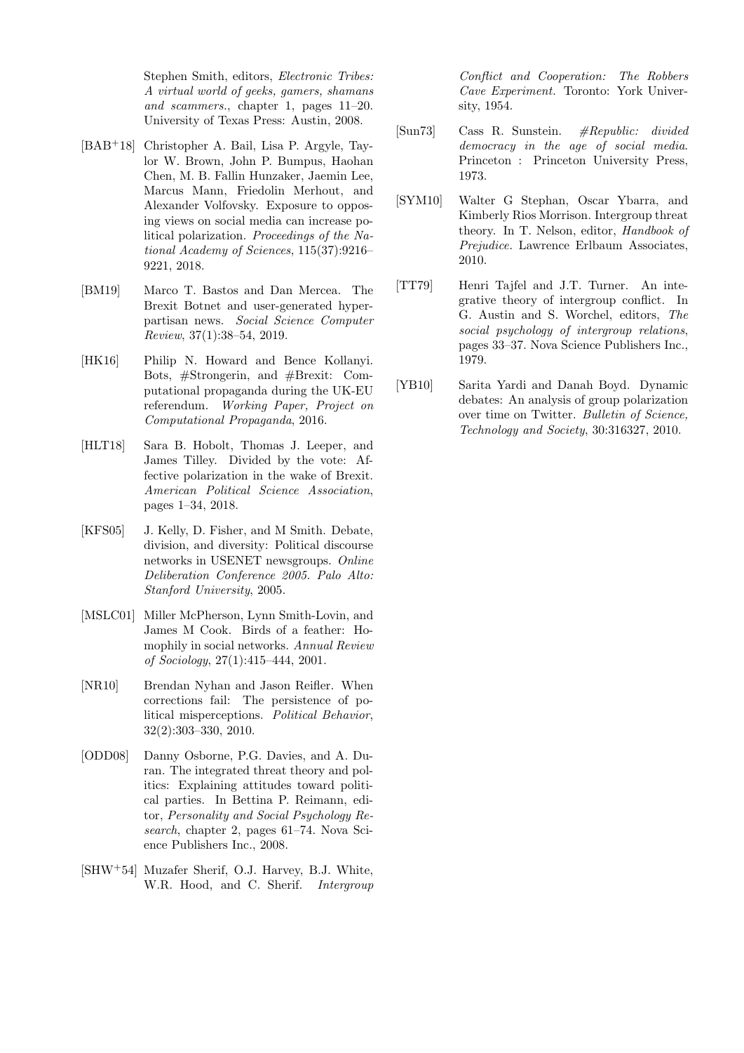Stephen Smith, editors, *Electronic Tribes: A virtual world of geeks, gamers, shamans and scammers.*, chapter 1, pages 11–20. University of Texas Press: Austin, 2008.

[BAB+18] Christopher A. Bail, Lisa P. Argyle, Taylor W. Brown, John P. Bumpus, Haohan Chen, M. B. Fallin Hunzaker, Jaemin Lee, Marcus Mann, Friedolin Merhout, and Alexander Volfovsky. Exposure to opposing views on social media can increase political polarization. *Proceedings of the National Academy of Sciences*, 115(37):9216–9221, 2018.

[BM19] Marco T. Bastos and Dan Mercea. The Brexit Botnet and user-generated hyperpartisan news. *Social Science Computer Review*, 37(1):38–54, 2019.

[HK16] Philip N. Howard and Bence Kollanyi. Bots, #Strongerin, and #Brexit: Computational propaganda during the UK-EU referendum. *Working Paper, Project on Computational Propaganda*, 2016.

[HLT18] Sara B. Hobolt, Thomas J. Leeper, and James Tilley. Divided by the vote: Affective polarization in the wake of Brexit. *American Political Science Association*, pages 1–34, 2018.

[KFS05] J. Kelly, D. Fisher, and M Smith. Debate, division, and diversity: Political discourse networks in USENET newsgroups. *Online Deliberation Conference 2005. Palo Alto: Stanford University*, 2005.

[MSLC01] Miller McPherson, Lynn Smith-Lovin, and James M Cook. Birds of a feather: Homophily in social networks. *Annual Review of Sociology*, 27(1):415–444, 2001.

[NR10] Brendan Nyhan and Jason Reifler. When corrections fail: The persistence of political misperceptions. *Political Behavior*, 32(2):303–330, 2010.

[ODD08] Danny Osborne, P.G. Davies, and A. Duran. The integrated threat theory and politics: Explaining attitudes toward political parties. In Bettina P. Reimann, editor, *Personality and Social Psychology Research*, chapter 2, pages 61–74. Nova Science Publishers Inc., 2008.

[SHW+54] Muzafer Sherif, O.J. Harvey, B.J. White, W.R. Hood, and C. Sherif. *Intergroup Conflict and Cooperation: The Robbers Cave Experiment.* Toronto: York University, 1954.

[Sun73] Cass R. Sunstein. *#Republic: divided democracy in the age of social media*. Princeton : Princeton University Press, 1973.

[SYM10] Walter G Stephan, Oscar Ybarra, and Kimberly Rios Morrison. Intergroup threat theory. In T. Nelson, editor, *Handbook of Prejudice*. Lawrence Erlbaum Associates, 2010.

[TT79] Henri Tajfel and J.T. Turner. An integrative theory of intergroup conflict. In G. Austin and S. Worchel, editors, *The social psychology of intergroup relations*, pages 33–37. Nova Science Publishers Inc., 1979.

[YB10] Sarita Yardi and Danah Boyd. Dynamic debates: An analysis of group polarization over time on Twitter. *Bulletin of Science, Technology and Society*, 30:316327, 2010.